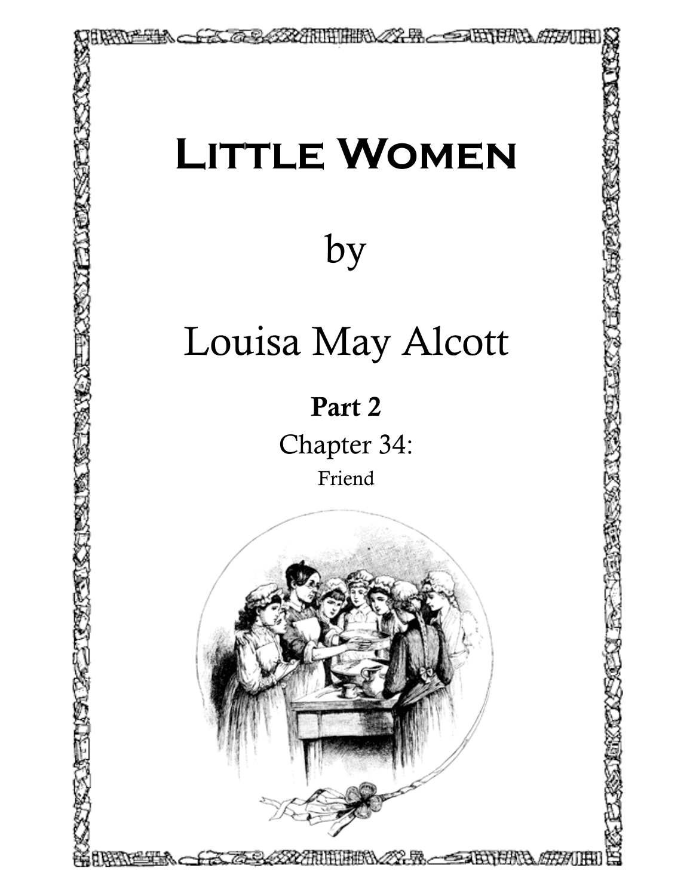# Little Women

by

Louisa May Alcott

**Part 2**

Chapter 34:

Friend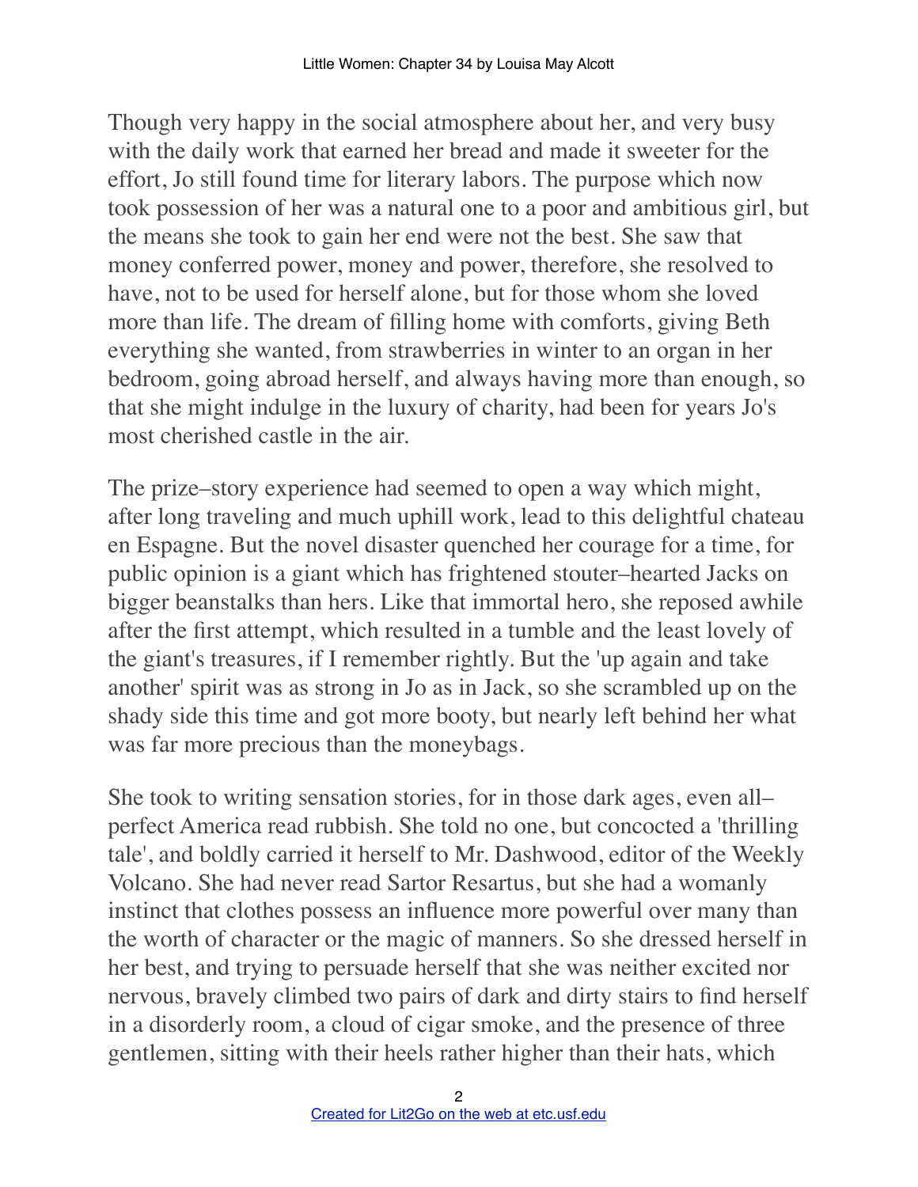Though very happy in the social atmosphere about her, and very busy with the daily work that earned her bread and made it sweeter for the effort, Jo still found time for literary labors. The purpose which now took possession of her was a natural one to a poor and ambitious girl, but the means she took to gain her end were not the best. She saw that money conferred power, money and power, therefore, she resolved to have, not to be used for herself alone, but for those whom she loved more than life. The dream of filling home with comforts, giving Beth everything she wanted, from strawberries in winter to an organ in her bedroom, going abroad herself, and always having more than enough, so that she might indulge in the luxury of charity, had been for years Jo's most cherished castle in the air.

The prize–story experience had seemed to open a way which might, after long traveling and much uphill work, lead to this delightful chateau en Espagne. But the novel disaster quenched her courage for a time, for public opinion is a giant which has frightened stouter–hearted Jacks on bigger beanstalks than hers. Like that immortal hero, she reposed awhile after the first attempt, which resulted in a tumble and the least lovely of the giant's treasures, if I remember rightly. But the 'up again and take another' spirit was as strong in Jo as in Jack, so she scrambled up on the shady side this time and got more booty, but nearly left behind her what was far more precious than the moneybags.

She took to writing sensation stories, for in those dark ages, even all–perfect America read rubbish. She told no one, but concocted a 'thrilling tale', and boldly carried it herself to Mr. Dashwood, editor of the Weekly Volcano. She had never read Sartor Resartus, but she had a womanly instinct that clothes possess an influence more powerful over many than the worth of character or the magic of manners. So she dressed herself in her best, and trying to persuade herself that she was neither excited nor nervous, bravely climbed two pairs of dark and dirty stairs to find herself in a disorderly room, a cloud of cigar smoke, and the presence of three gentlemen, sitting with their heels rather higher than their hats, which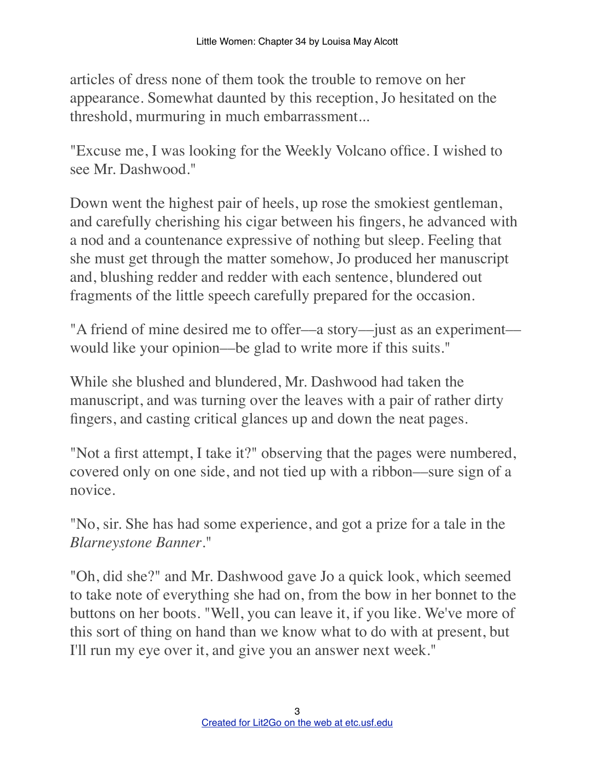articles of dress none of them took the trouble to remove on her appearance. Somewhat daunted by this reception, Jo hesitated on the threshold, murmuring in much embarrassment...

"Excuse me, I was looking for the Weekly Volcano office. I wished to see Mr. Dashwood."

Down went the highest pair of heels, up rose the smokiest gentleman, and carefully cherishing his cigar between his fingers, he advanced with a nod and a countenance expressive of nothing but sleep. Feeling that she must get through the matter somehow, Jo produced her manuscript and, blushing redder and redder with each sentence, blundered out fragments of the little speech carefully prepared for the occasion.

"A friend of mine desired me to offer—a story—just as an experiment—would like your opinion—be glad to write more if this suits."

While she blushed and blundered, Mr. Dashwood had taken the manuscript, and was turning over the leaves with a pair of rather dirty fingers, and casting critical glances up and down the neat pages.

"Not a first attempt, I take it?" observing that the pages were numbered, covered only on one side, and not tied up with a ribbon—sure sign of a novice.

"No, sir. She has had some experience, and got a prize for a tale in the *Blarneystone Banner*."

"Oh, did she?" and Mr. Dashwood gave Jo a quick look, which seemed to take note of everything she had on, from the bow in her bonnet to the buttons on her boots. "Well, you can leave it, if you like. We've more of this sort of thing on hand than we know what to do with at present, but I'll run my eye over it, and give you an answer next week."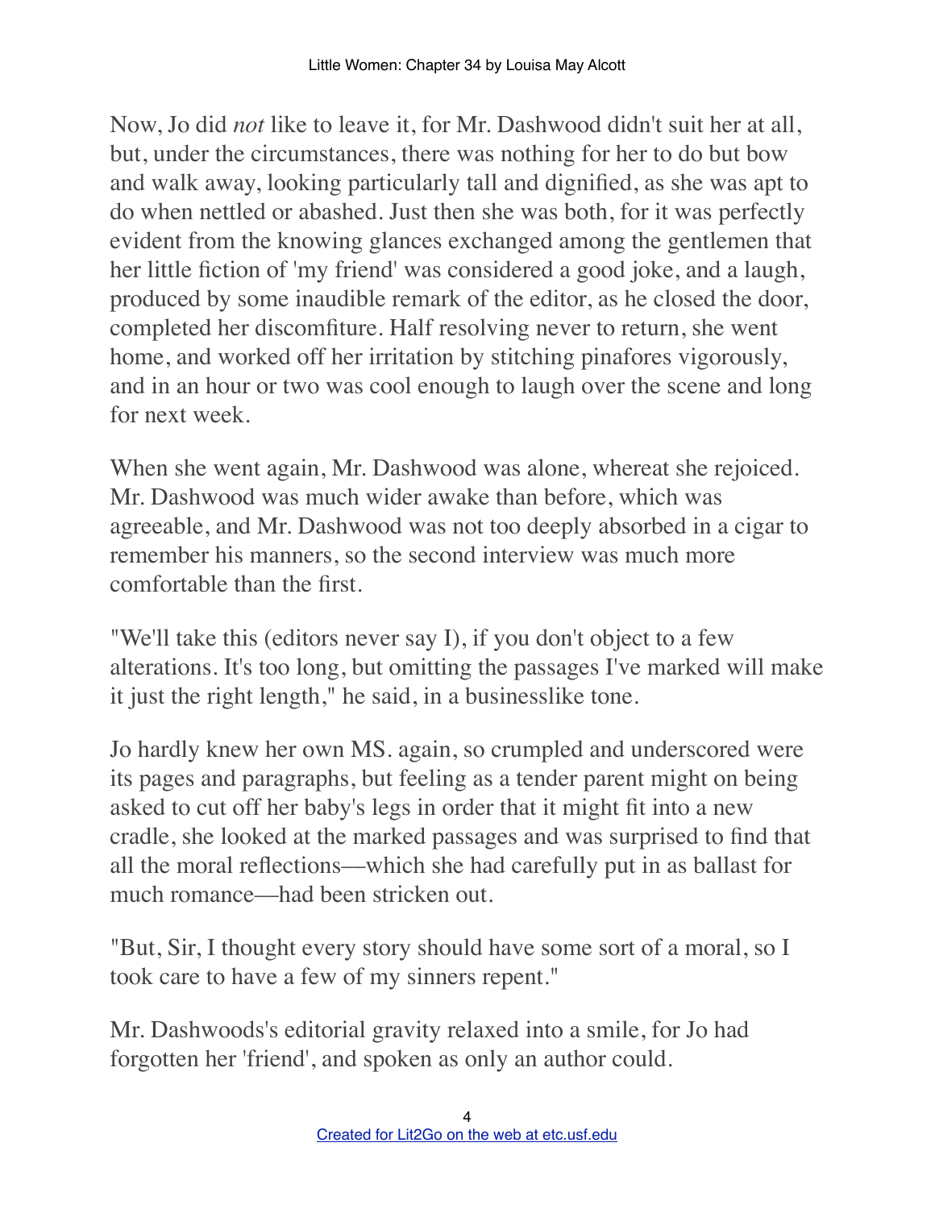Now, Jo did *not* like to leave it, for Mr. Dashwood didn't suit her at all, but, under the circumstances, there was nothing for her to do but bow and walk away, looking particularly tall and dignified, as she was apt to do when nettled or abashed. Just then she was both, for it was perfectly evident from the knowing glances exchanged among the gentlemen that her little fiction of 'my friend' was considered a good joke, and a laugh, produced by some inaudible remark of the editor, as he closed the door, completed her discomfiture. Half resolving never to return, she went home, and worked off her irritation by stitching pinafores vigorously, and in an hour or two was cool enough to laugh over the scene and long for next week.

When she went again, Mr. Dashwood was alone, whereat she rejoiced. Mr. Dashwood was much wider awake than before, which was agreeable, and Mr. Dashwood was not too deeply absorbed in a cigar to remember his manners, so the second interview was much more comfortable than the first.

"We'll take this (editors never say I), if you don't object to a few alterations. It's too long, but omitting the passages I've marked will make it just the right length," he said, in a businesslike tone.

Jo hardly knew her own MS. again, so crumpled and underscored were its pages and paragraphs, but feeling as a tender parent might on being asked to cut off her baby's legs in order that it might fit into a new cradle, she looked at the marked passages and was surprised to find that all the moral reflections—which she had carefully put in as ballast for much romance—had been stricken out.

"But, Sir, I thought every story should have some sort of a moral, so I took care to have a few of my sinners repent."

Mr. Dashwoods's editorial gravity relaxed into a smile, for Jo had forgotten her 'friend', and spoken as only an author could.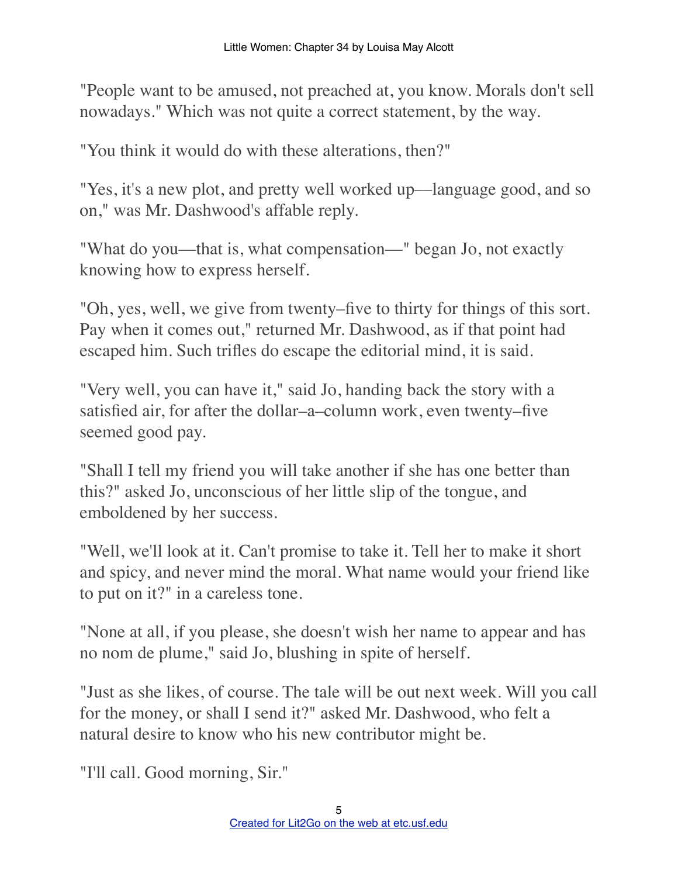"People want to be amused, not preached at, you know. Morals don't sell nowadays." Which was not quite a correct statement, by the way.

"You think it would do with these alterations, then?"

"Yes, it's a new plot, and pretty well worked up—language good, and so on," was Mr. Dashwood's affable reply.

"What do you—that is, what compensation—" began Jo, not exactly knowing how to express herself.

"Oh, yes, well, we give from twenty–five to thirty for things of this sort. Pay when it comes out," returned Mr. Dashwood, as if that point had escaped him. Such trifles do escape the editorial mind, it is said.

"Very well, you can have it," said Jo, handing back the story with a satisfied air, for after the dollar–a–column work, even twenty–five seemed good pay.

"Shall I tell my friend you will take another if she has one better than this?" asked Jo, unconscious of her little slip of the tongue, and emboldened by her success.

"Well, we'll look at it. Can't promise to take it. Tell her to make it short and spicy, and never mind the moral. What name would your friend like to put on it?" in a careless tone.

"None at all, if you please, she doesn't wish her name to appear and has no nom de plume," said Jo, blushing in spite of herself.

"Just as she likes, of course. The tale will be out next week. Will you call for the money, or shall I send it?" asked Mr. Dashwood, who felt a natural desire to know who his new contributor might be.

"I'll call. Good morning, Sir."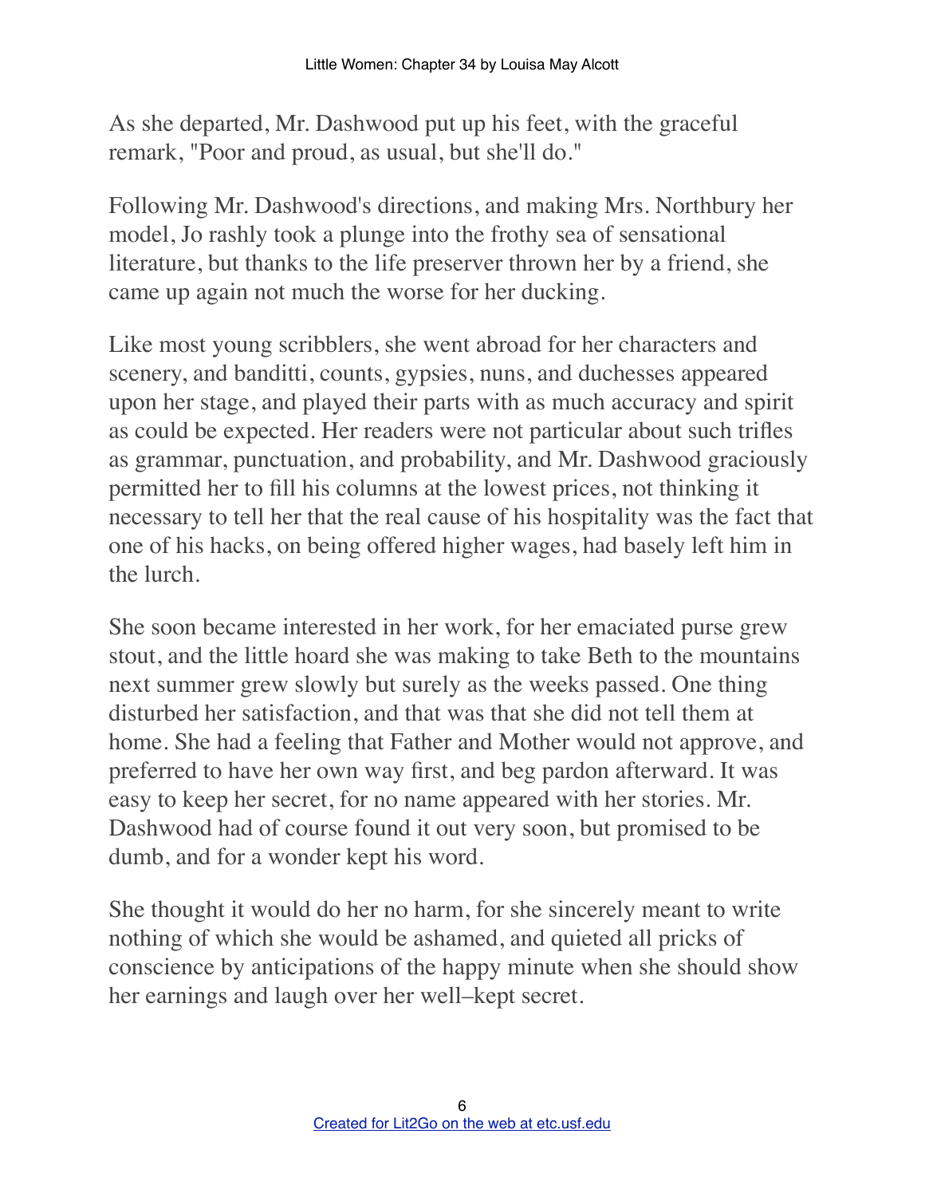As she departed, Mr. Dashwood put up his feet, with the graceful remark, "Poor and proud, as usual, but she'll do."

Following Mr. Dashwood's directions, and making Mrs. Northbury her model, Jo rashly took a plunge into the frothy sea of sensational literature, but thanks to the life preserver thrown her by a friend, she came up again not much the worse for her ducking.

Like most young scribblers, she went abroad for her characters and scenery, and banditti, counts, gypsies, nuns, and duchesses appeared upon her stage, and played their parts with as much accuracy and spirit as could be expected. Her readers were not particular about such trifles as grammar, punctuation, and probability, and Mr. Dashwood graciously permitted her to fill his columns at the lowest prices, not thinking it necessary to tell her that the real cause of his hospitality was the fact that one of his hacks, on being offered higher wages, had basely left him in the lurch.

She soon became interested in her work, for her emaciated purse grew stout, and the little hoard she was making to take Beth to the mountains next summer grew slowly but surely as the weeks passed. One thing disturbed her satisfaction, and that was that she did not tell them at home. She had a feeling that Father and Mother would not approve, and preferred to have her own way first, and beg pardon afterward. It was easy to keep her secret, for no name appeared with her stories. Mr. Dashwood had of course found it out very soon, but promised to be dumb, and for a wonder kept his word.

She thought it would do her no harm, for she sincerely meant to write nothing of which she would be ashamed, and quieted all pricks of conscience by anticipations of the happy minute when she should show her earnings and laugh over her well–kept secret.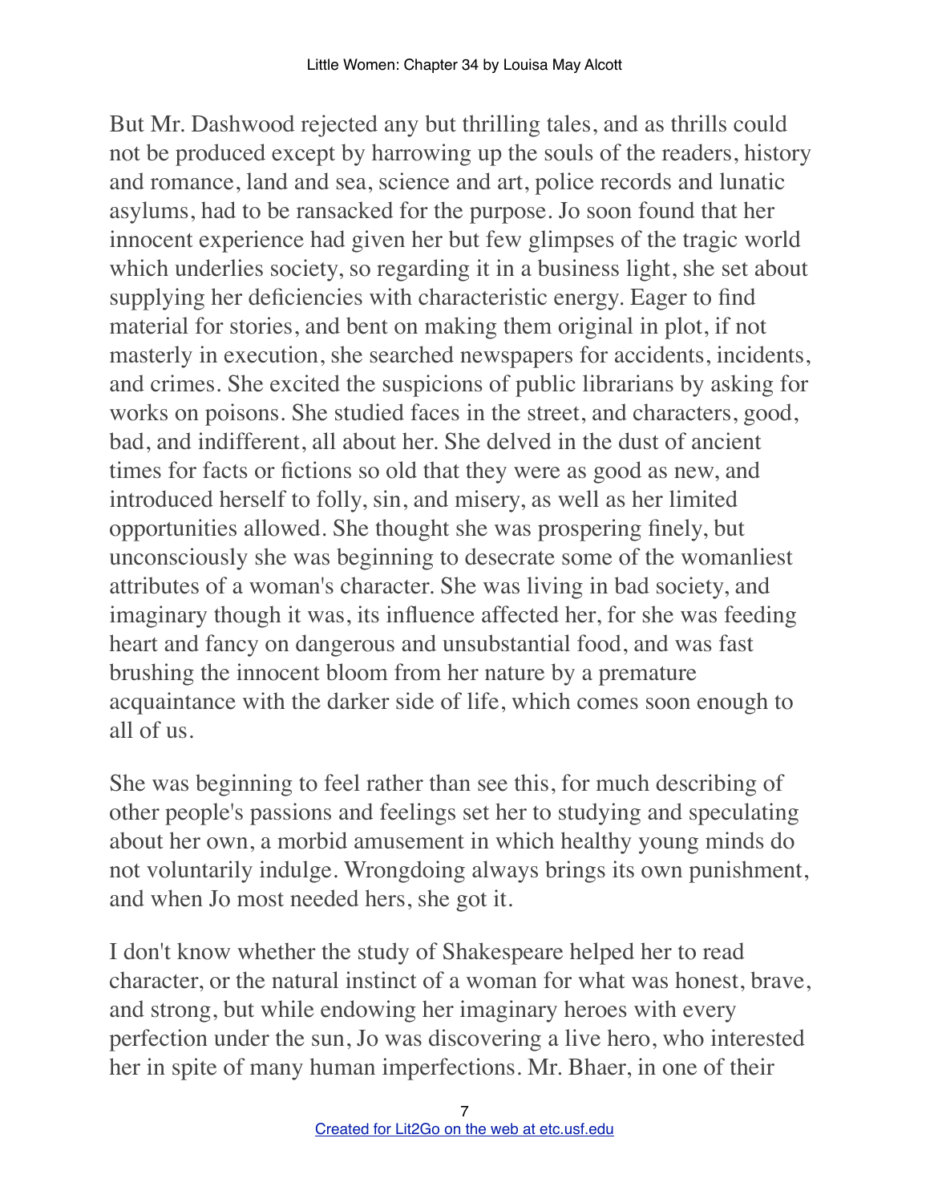But Mr. Dashwood rejected any but thrilling tales, and as thrills could not be produced except by harrowing up the souls of the readers, history and romance, land and sea, science and art, police records and lunatic asylums, had to be ransacked for the purpose. Jo soon found that her innocent experience had given her but few glimpses of the tragic world which underlies society, so regarding it in a business light, she set about supplying her deficiencies with characteristic energy. Eager to find material for stories, and bent on making them original in plot, if not masterly in execution, she searched newspapers for accidents, incidents, and crimes. She excited the suspicions of public librarians by asking for works on poisons. She studied faces in the street, and characters, good, bad, and indifferent, all about her. She delved in the dust of ancient times for facts or fictions so old that they were as good as new, and introduced herself to folly, sin, and misery, as well as her limited opportunities allowed. She thought she was prospering finely, but unconsciously she was beginning to desecrate some of the womanliest attributes of a woman's character. She was living in bad society, and imaginary though it was, its influence affected her, for she was feeding heart and fancy on dangerous and unsubstantial food, and was fast brushing the innocent bloom from her nature by a premature acquaintance with the darker side of life, which comes soon enough to all of us.

She was beginning to feel rather than see this, for much describing of other people's passions and feelings set her to studying and speculating about her own, a morbid amusement in which healthy young minds do not voluntarily indulge. Wrongdoing always brings its own punishment, and when Jo most needed hers, she got it.

I don't know whether the study of Shakespeare helped her to read character, or the natural instinct of a woman for what was honest, brave, and strong, but while endowing her imaginary heroes with every perfection under the sun, Jo was discovering a live hero, who interested her in spite of many human imperfections. Mr. Bhaer, in one of their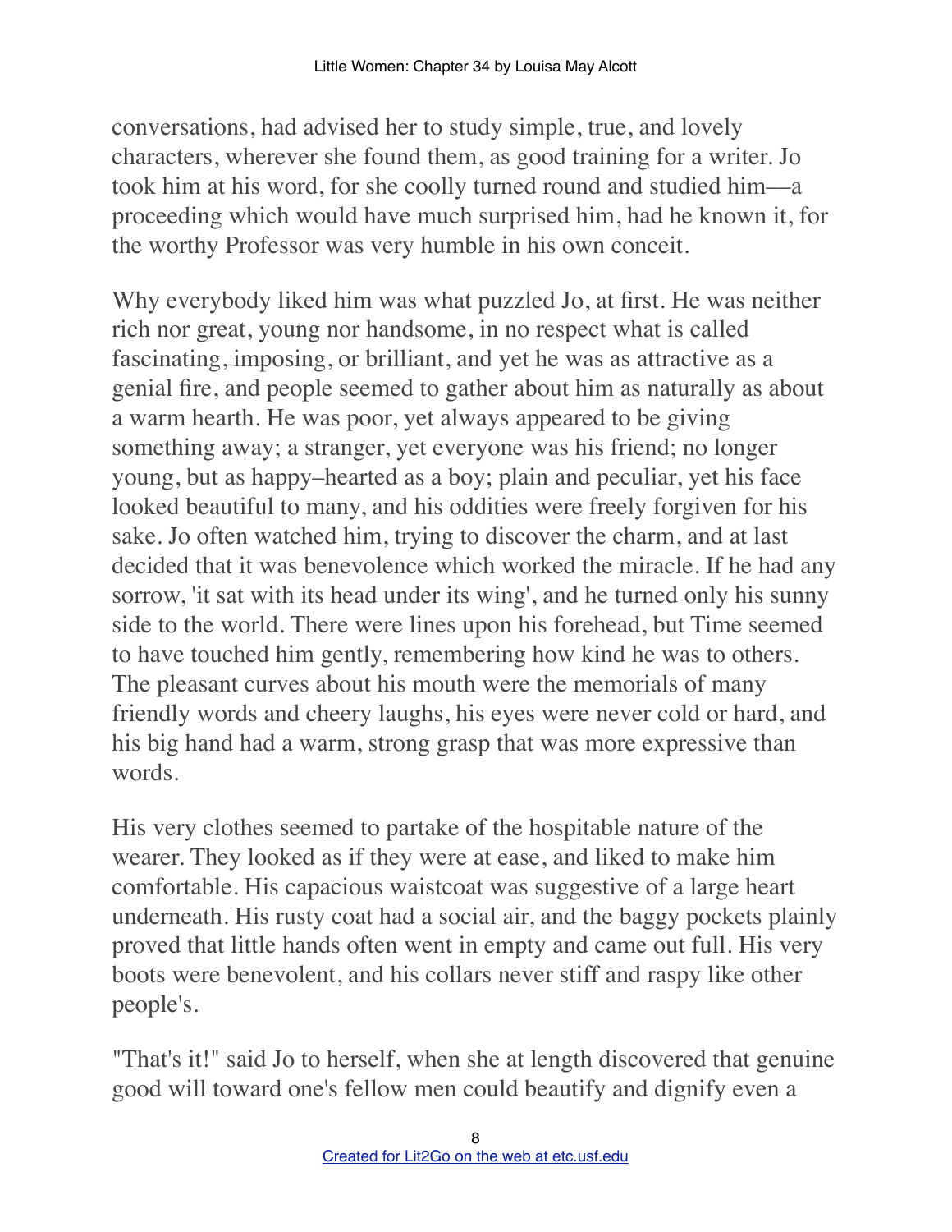conversations, had advised her to study simple, true, and lovely characters, wherever she found them, as good training for a writer. Jo took him at his word, for she coolly turned round and studied him—a proceeding which would have much surprised him, had he known it, for the worthy Professor was very humble in his own conceit.

Why everybody liked him was what puzzled Jo, at first. He was neither rich nor great, young nor handsome, in no respect what is called fascinating, imposing, or brilliant, and yet he was as attractive as a genial fire, and people seemed to gather about him as naturally as about a warm hearth. He was poor, yet always appeared to be giving something away; a stranger, yet everyone was his friend; no longer young, but as happy–hearted as a boy; plain and peculiar, yet his face looked beautiful to many, and his oddities were freely forgiven for his sake. Jo often watched him, trying to discover the charm, and at last decided that it was benevolence which worked the miracle. If he had any sorrow, 'it sat with its head under its wing', and he turned only his sunny side to the world. There were lines upon his forehead, but Time seemed to have touched him gently, remembering how kind he was to others. The pleasant curves about his mouth were the memorials of many friendly words and cheery laughs, his eyes were never cold or hard, and his big hand had a warm, strong grasp that was more expressive than words.

His very clothes seemed to partake of the hospitable nature of the wearer. They looked as if they were at ease, and liked to make him comfortable. His capacious waistcoat was suggestive of a large heart underneath. His rusty coat had a social air, and the baggy pockets plainly proved that little hands often went in empty and came out full. His very boots were benevolent, and his collars never stiff and raspy like other people's.

"That's it!" said Jo to herself, when she at length discovered that genuine good will toward one's fellow men could beautify and dignify even a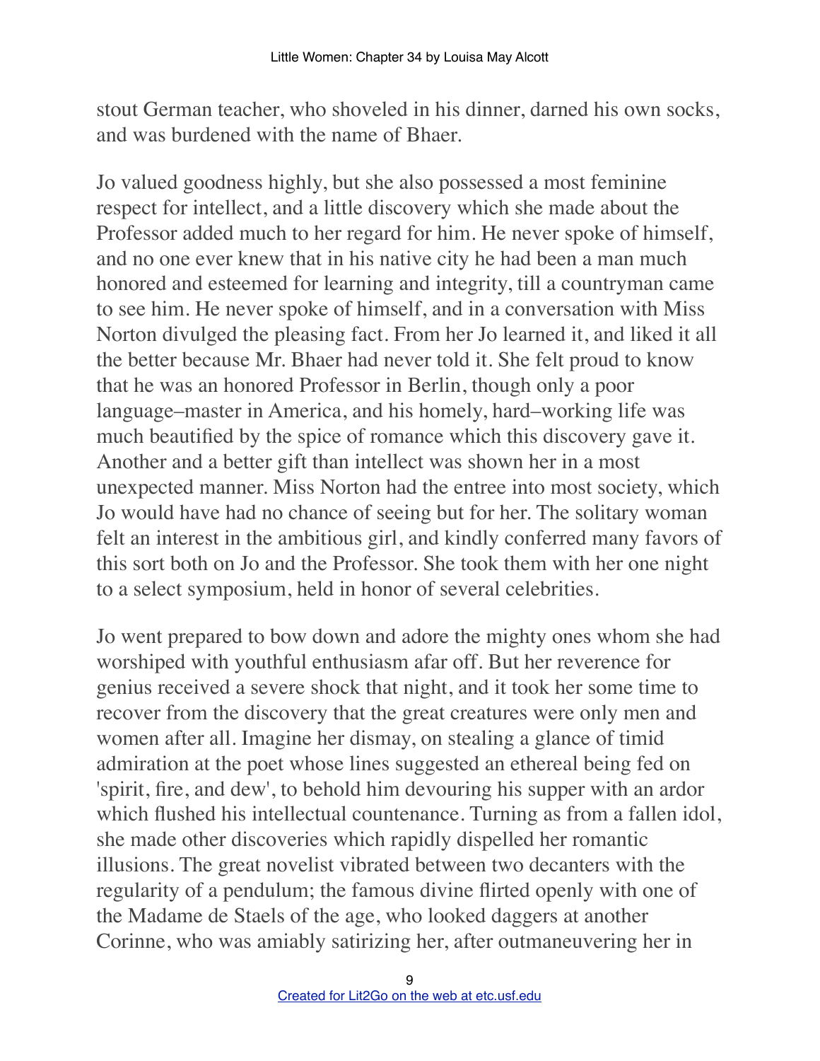stout German teacher, who shoveled in his dinner, darned his own socks, and was burdened with the name of Bhaer.

Jo valued goodness highly, but she also possessed a most feminine respect for intellect, and a little discovery which she made about the Professor added much to her regard for him. He never spoke of himself, and no one ever knew that in his native city he had been a man much honored and esteemed for learning and integrity, till a countryman came to see him. He never spoke of himself, and in a conversation with Miss Norton divulged the pleasing fact. From her Jo learned it, and liked it all the better because Mr. Bhaer had never told it. She felt proud to know that he was an honored Professor in Berlin, though only a poor language–master in America, and his homely, hard–working life was much beautified by the spice of romance which this discovery gave it. Another and a better gift than intellect was shown her in a most unexpected manner. Miss Norton had the entree into most society, which Jo would have had no chance of seeing but for her. The solitary woman felt an interest in the ambitious girl, and kindly conferred many favors of this sort both on Jo and the Professor. She took them with her one night to a select symposium, held in honor of several celebrities.

Jo went prepared to bow down and adore the mighty ones whom she had worshiped with youthful enthusiasm afar off. But her reverence for genius received a severe shock that night, and it took her some time to recover from the discovery that the great creatures were only men and women after all. Imagine her dismay, on stealing a glance of timid admiration at the poet whose lines suggested an ethereal being fed on 'spirit, fire, and dew', to behold him devouring his supper with an ardor which flushed his intellectual countenance. Turning as from a fallen idol, she made other discoveries which rapidly dispelled her romantic illusions. The great novelist vibrated between two decanters with the regularity of a pendulum; the famous divine flirted openly with one of the Madame de Staels of the age, who looked daggers at another Corinne, who was amiably satirizing her, after outmaneuvering her in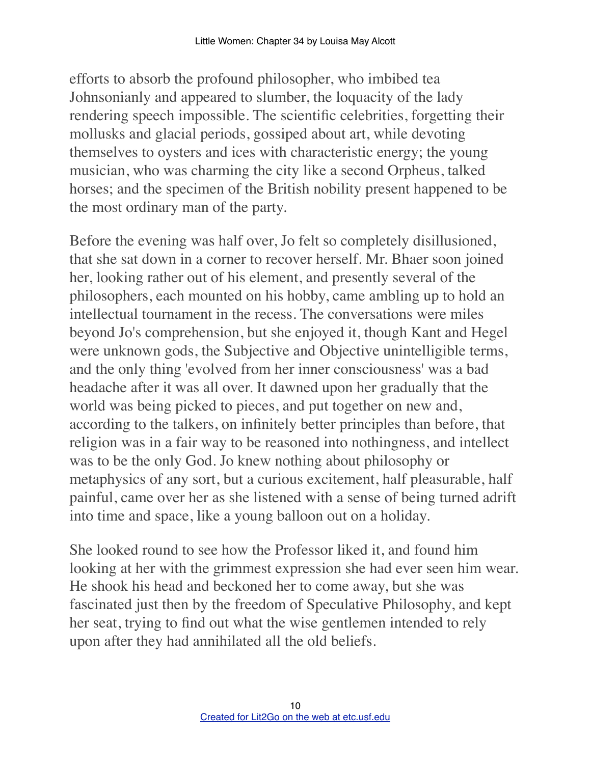efforts to absorb the profound philosopher, who imbibed tea Johnsonianly and appeared to slumber, the loquacity of the lady rendering speech impossible. The scientific celebrities, forgetting their mollusks and glacial periods, gossiped about art, while devoting themselves to oysters and ices with characteristic energy; the young musician, who was charming the city like a second Orpheus, talked horses; and the specimen of the British nobility present happened to be the most ordinary man of the party.

Before the evening was half over, Jo felt so completely disillusioned, that she sat down in a corner to recover herself. Mr. Bhaer soon joined her, looking rather out of his element, and presently several of the philosophers, each mounted on his hobby, came ambling up to hold an intellectual tournament in the recess. The conversations were miles beyond Jo's comprehension, but she enjoyed it, though Kant and Hegel were unknown gods, the Subjective and Objective unintelligible terms, and the only thing 'evolved from her inner consciousness' was a bad headache after it was all over. It dawned upon her gradually that the world was being picked to pieces, and put together on new and, according to the talkers, on infinitely better principles than before, that religion was in a fair way to be reasoned into nothingness, and intellect was to be the only God. Jo knew nothing about philosophy or metaphysics of any sort, but a curious excitement, half pleasurable, half painful, came over her as she listened with a sense of being turned adrift into time and space, like a young balloon out on a holiday.

She looked round to see how the Professor liked it, and found him looking at her with the grimmest expression she had ever seen him wear. He shook his head and beckoned her to come away, but she was fascinated just then by the freedom of Speculative Philosophy, and kept her seat, trying to find out what the wise gentlemen intended to rely upon after they had annihilated all the old beliefs.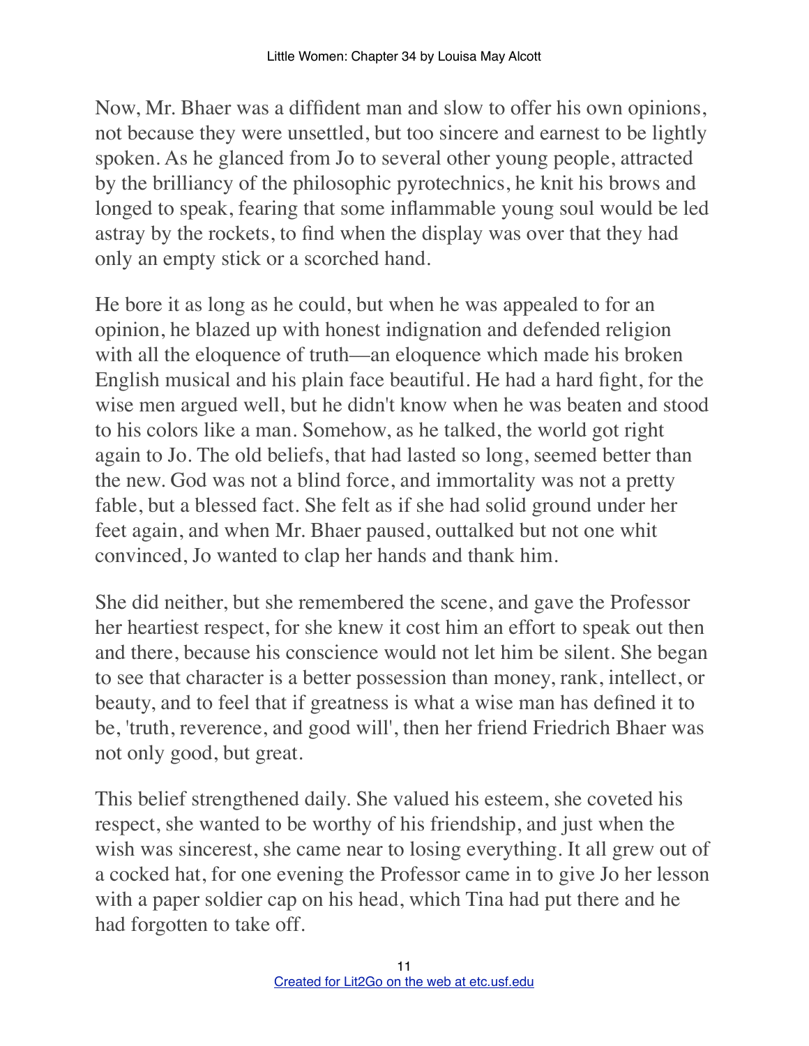Now, Mr. Bhaer was a diffident man and slow to offer his own opinions, not because they were unsettled, but too sincere and earnest to be lightly spoken. As he glanced from Jo to several other young people, attracted by the brilliancy of the philosophic pyrotechnics, he knit his brows and longed to speak, fearing that some inflammable young soul would be led astray by the rockets, to find when the display was over that they had only an empty stick or a scorched hand.

He bore it as long as he could, but when he was appealed to for an opinion, he blazed up with honest indignation and defended religion with all the eloquence of truth—an eloquence which made his broken English musical and his plain face beautiful. He had a hard fight, for the wise men argued well, but he didn't know when he was beaten and stood to his colors like a man. Somehow, as he talked, the world got right again to Jo. The old beliefs, that had lasted so long, seemed better than the new. God was not a blind force, and immortality was not a pretty fable, but a blessed fact. She felt as if she had solid ground under her feet again, and when Mr. Bhaer paused, outtalked but not one whit convinced, Jo wanted to clap her hands and thank him.

She did neither, but she remembered the scene, and gave the Professor her heartiest respect, for she knew it cost him an effort to speak out then and there, because his conscience would not let him be silent. She began to see that character is a better possession than money, rank, intellect, or beauty, and to feel that if greatness is what a wise man has defined it to be, 'truth, reverence, and good will', then her friend Friedrich Bhaer was not only good, but great.

This belief strengthened daily. She valued his esteem, she coveted his respect, she wanted to be worthy of his friendship, and just when the wish was sincerest, she came near to losing everything. It all grew out of a cocked hat, for one evening the Professor came in to give Jo her lesson with a paper soldier cap on his head, which Tina had put there and he had forgotten to take off.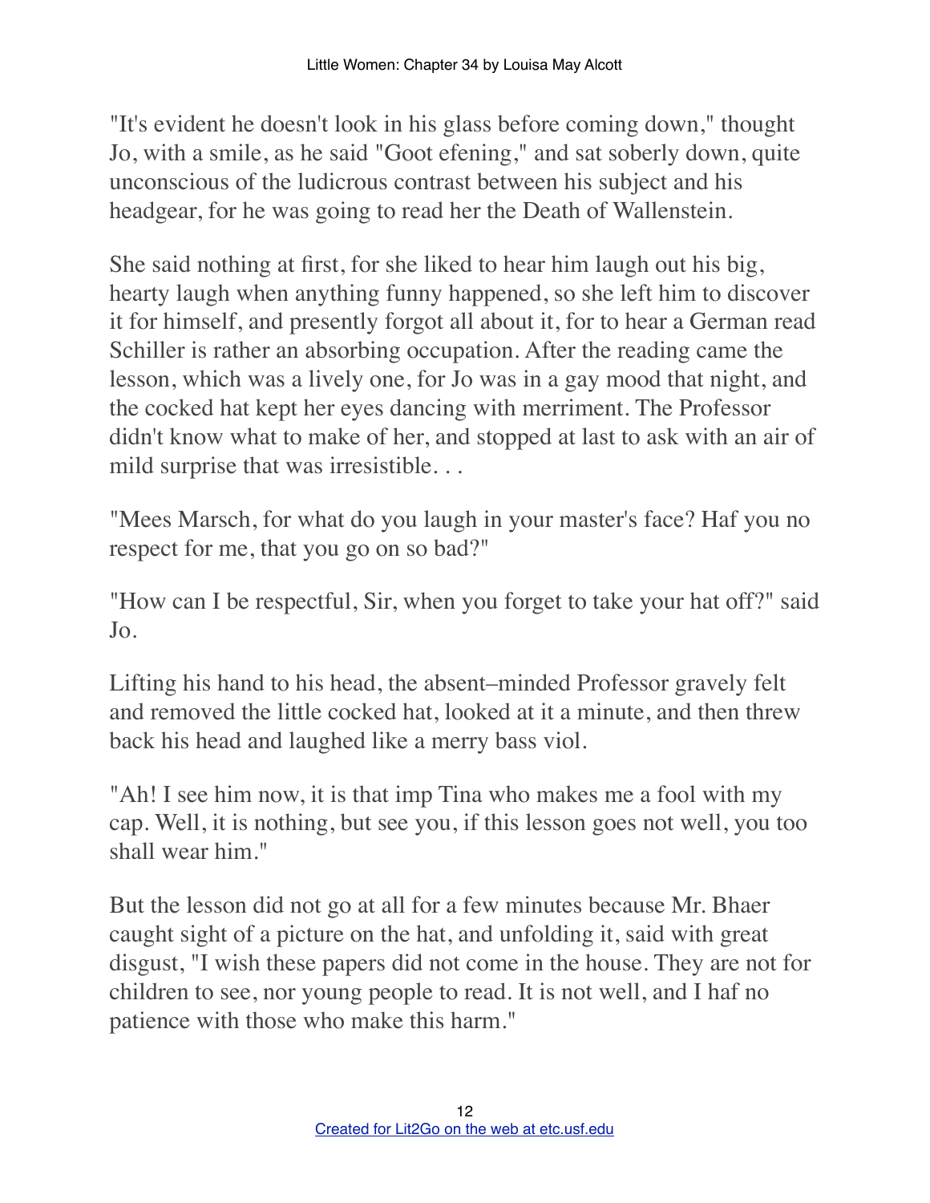"It's evident he doesn't look in his glass before coming down," thought Jo, with a smile, as he said "Goot efening," and sat soberly down, quite unconscious of the ludicrous contrast between his subject and his headgear, for he was going to read her the Death of Wallenstein.

She said nothing at first, for she liked to hear him laugh out his big, hearty laugh when anything funny happened, so she left him to discover it for himself, and presently forgot all about it, for to hear a German read Schiller is rather an absorbing occupation. After the reading came the lesson, which was a lively one, for Jo was in a gay mood that night, and the cocked hat kept her eyes dancing with merriment. The Professor didn't know what to make of her, and stopped at last to ask with an air of mild surprise that was irresistible. . .

"Mees Marsch, for what do you laugh in your master's face? Haf you no respect for me, that you go on so bad?"

"How can I be respectful, Sir, when you forget to take your hat off?" said Jo.

Lifting his hand to his head, the absent–minded Professor gravely felt and removed the little cocked hat, looked at it a minute, and then threw back his head and laughed like a merry bass viol.

"Ah! I see him now, it is that imp Tina who makes me a fool with my cap. Well, it is nothing, but see you, if this lesson goes not well, you too shall wear him."

But the lesson did not go at all for a few minutes because Mr. Bhaer caught sight of a picture on the hat, and unfolding it, said with great disgust, "I wish these papers did not come in the house. They are not for children to see, nor young people to read. It is not well, and I haf no patience with those who make this harm."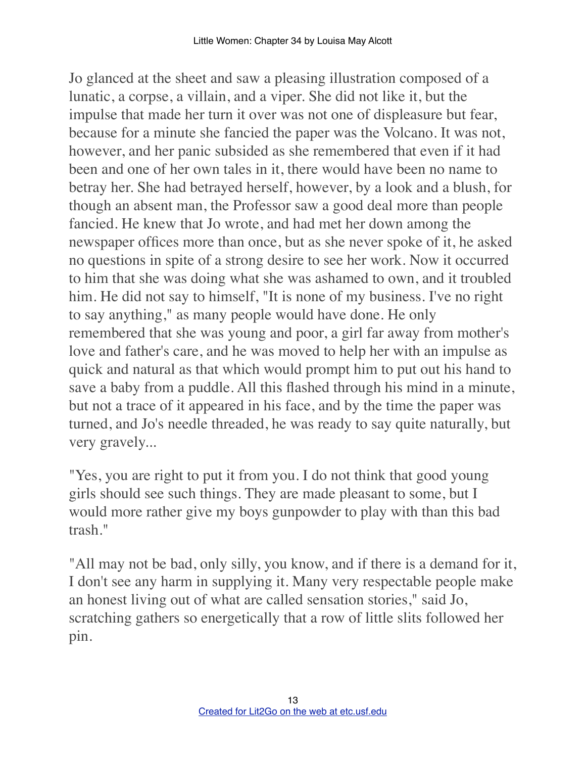Jo glanced at the sheet and saw a pleasing illustration composed of a lunatic, a corpse, a villain, and a viper. She did not like it, but the impulse that made her turn it over was not one of displeasure but fear, because for a minute she fancied the paper was the Volcano. It was not, however, and her panic subsided as she remembered that even if it had been and one of her own tales in it, there would have been no name to betray her. She had betrayed herself, however, by a look and a blush, for though an absent man, the Professor saw a good deal more than people fancied. He knew that Jo wrote, and had met her down among the newspaper offices more than once, but as she never spoke of it, he asked no questions in spite of a strong desire to see her work. Now it occurred to him that she was doing what she was ashamed to own, and it troubled him. He did not say to himself, "It is none of my business. I've no right to say anything," as many people would have done. He only remembered that she was young and poor, a girl far away from mother's love and father's care, and he was moved to help her with an impulse as quick and natural as that which would prompt him to put out his hand to save a baby from a puddle. All this flashed through his mind in a minute, but not a trace of it appeared in his face, and by the time the paper was turned, and Jo's needle threaded, he was ready to say quite naturally, but very gravely...

"Yes, you are right to put it from you. I do not think that good young girls should see such things. They are made pleasant to some, but I would more rather give my boys gunpowder to play with than this bad trash."

"All may not be bad, only silly, you know, and if there is a demand for it, I don't see any harm in supplying it. Many very respectable people make an honest living out of what are called sensation stories," said Jo, scratching gathers so energetically that a row of little slits followed her pin.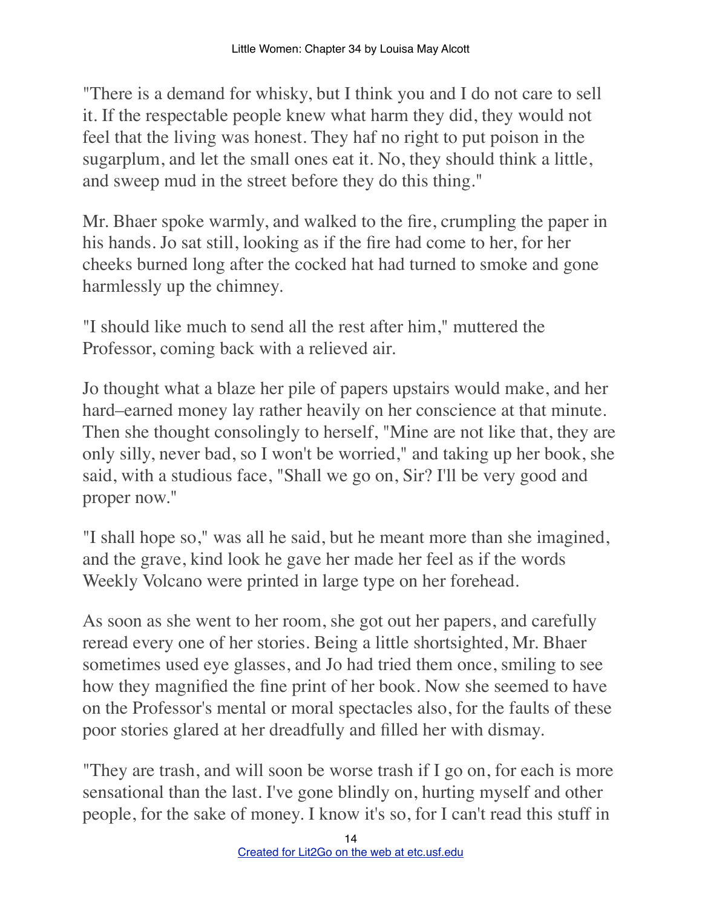"There is a demand for whisky, but I think you and I do not care to sell it. If the respectable people knew what harm they did, they would not feel that the living was honest. They haf no right to put poison in the sugarplum, and let the small ones eat it. No, they should think a little, and sweep mud in the street before they do this thing."

Mr. Bhaer spoke warmly, and walked to the fire, crumpling the paper in his hands. Jo sat still, looking as if the fire had come to her, for her cheeks burned long after the cocked hat had turned to smoke and gone harmlessly up the chimney.

"I should like much to send all the rest after him," muttered the Professor, coming back with a relieved air.

Jo thought what a blaze her pile of papers upstairs would make, and her hard–earned money lay rather heavily on her conscience at that minute. Then she thought consolingly to herself, "Mine are not like that, they are only silly, never bad, so I won't be worried," and taking up her book, she said, with a studious face, "Shall we go on, Sir? I'll be very good and proper now."

"I shall hope so," was all he said, but he meant more than she imagined, and the grave, kind look he gave her made her feel as if the words Weekly Volcano were printed in large type on her forehead.

As soon as she went to her room, she got out her papers, and carefully reread every one of her stories. Being a little shortsighted, Mr. Bhaer sometimes used eye glasses, and Jo had tried them once, smiling to see how they magnified the fine print of her book. Now she seemed to have on the Professor's mental or moral spectacles also, for the faults of these poor stories glared at her dreadfully and filled her with dismay.

"They are trash, and will soon be worse trash if I go on, for each is more sensational than the last. I've gone blindly on, hurting myself and other people, for the sake of money. I know it's so, for I can't read this stuff in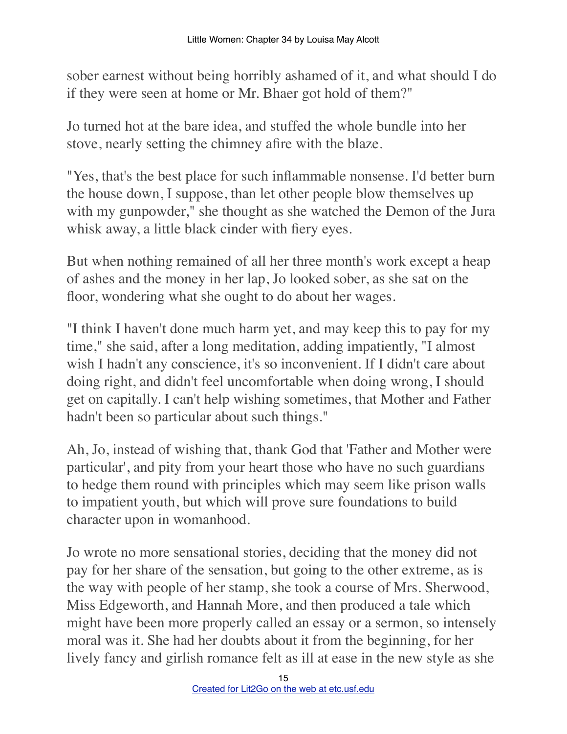sober earnest without being horribly ashamed of it, and what should I do if they were seen at home or Mr. Bhaer got hold of them?"

Jo turned hot at the bare idea, and stuffed the whole bundle into her stove, nearly setting the chimney afire with the blaze.

"Yes, that's the best place for such inflammable nonsense. I'd better burn the house down, I suppose, than let other people blow themselves up with my gunpowder," she thought as she watched the Demon of the Jura whisk away, a little black cinder with fiery eyes.

But when nothing remained of all her three month's work except a heap of ashes and the money in her lap, Jo looked sober, as she sat on the floor, wondering what she ought to do about her wages.

"I think I haven't done much harm yet, and may keep this to pay for my time," she said, after a long meditation, adding impatiently, "I almost wish I hadn't any conscience, it's so inconvenient. If I didn't care about doing right, and didn't feel uncomfortable when doing wrong, I should get on capitally. I can't help wishing sometimes, that Mother and Father hadn't been so particular about such things."

Ah, Jo, instead of wishing that, thank God that 'Father and Mother were particular', and pity from your heart those who have no such guardians to hedge them round with principles which may seem like prison walls to impatient youth, but which will prove sure foundations to build character upon in womanhood.

Jo wrote no more sensational stories, deciding that the money did not pay for her share of the sensation, but going to the other extreme, as is the way with people of her stamp, she took a course of Mrs. Sherwood, Miss Edgeworth, and Hannah More, and then produced a tale which might have been more properly called an essay or a sermon, so intensely moral was it. She had her doubts about it from the beginning, for her lively fancy and girlish romance felt as ill at ease in the new style as she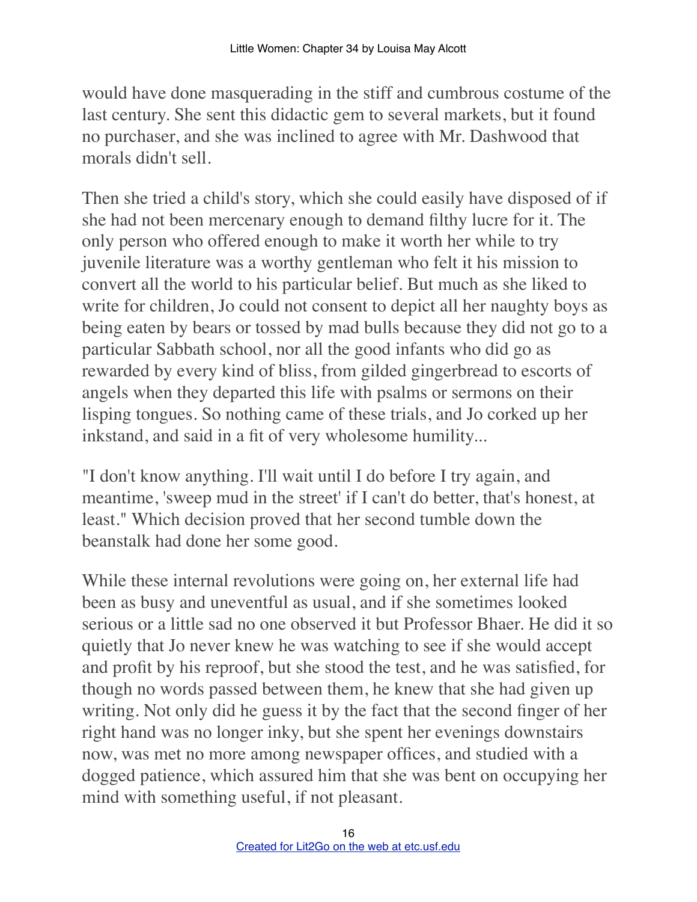would have done masquerading in the stiff and cumbrous costume of the last century. She sent this didactic gem to several markets, but it found no purchaser, and she was inclined to agree with Mr. Dashwood that morals didn't sell.

Then she tried a child's story, which she could easily have disposed of if she had not been mercenary enough to demand filthy lucre for it. The only person who offered enough to make it worth her while to try juvenile literature was a worthy gentleman who felt it his mission to convert all the world to his particular belief. But much as she liked to write for children, Jo could not consent to depict all her naughty boys as being eaten by bears or tossed by mad bulls because they did not go to a particular Sabbath school, nor all the good infants who did go as rewarded by every kind of bliss, from gilded gingerbread to escorts of angels when they departed this life with psalms or sermons on their lisping tongues. So nothing came of these trials, and Jo corked up her inkstand, and said in a fit of very wholesome humility...

"I don't know anything. I'll wait until I do before I try again, and meantime, 'sweep mud in the street' if I can't do better, that's honest, at least." Which decision proved that her second tumble down the beanstalk had done her some good.

While these internal revolutions were going on, her external life had been as busy and uneventful as usual, and if she sometimes looked serious or a little sad no one observed it but Professor Bhaer. He did it so quietly that Jo never knew he was watching to see if she would accept and profit by his reproof, but she stood the test, and he was satisfied, for though no words passed between them, he knew that she had given up writing. Not only did he guess it by the fact that the second finger of her right hand was no longer inky, but she spent her evenings downstairs now, was met no more among newspaper offices, and studied with a dogged patience, which assured him that she was bent on occupying her mind with something useful, if not pleasant.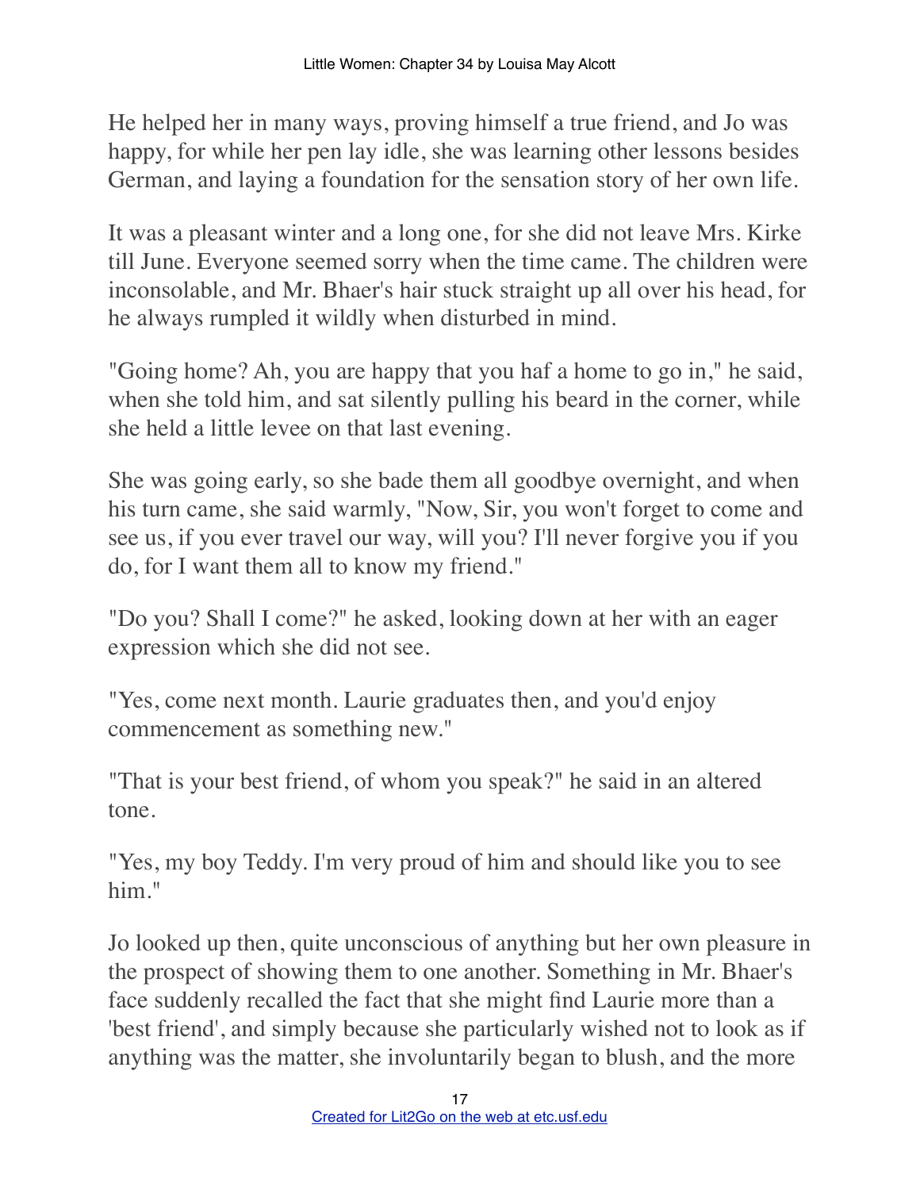He helped her in many ways, proving himself a true friend, and Jo was happy, for while her pen lay idle, she was learning other lessons besides German, and laying a foundation for the sensation story of her own life.

It was a pleasant winter and a long one, for she did not leave Mrs. Kirke till June. Everyone seemed sorry when the time came. The children were inconsolable, and Mr. Bhaer's hair stuck straight up all over his head, for he always rumpled it wildly when disturbed in mind.

"Going home? Ah, you are happy that you haf a home to go in," he said, when she told him, and sat silently pulling his beard in the corner, while she held a little levee on that last evening.

She was going early, so she bade them all goodbye overnight, and when his turn came, she said warmly, "Now, Sir, you won't forget to come and see us, if you ever travel our way, will you? I'll never forgive you if you do, for I want them all to know my friend."

"Do you? Shall I come?" he asked, looking down at her with an eager expression which she did not see.

"Yes, come next month. Laurie graduates then, and you'd enjoy commencement as something new."

"That is your best friend, of whom you speak?" he said in an altered tone.

"Yes, my boy Teddy. I'm very proud of him and should like you to see him."

Jo looked up then, quite unconscious of anything but her own pleasure in the prospect of showing them to one another. Something in Mr. Bhaer's face suddenly recalled the fact that she might find Laurie more than a 'best friend', and simply because she particularly wished not to look as if anything was the matter, she involuntarily began to blush, and the more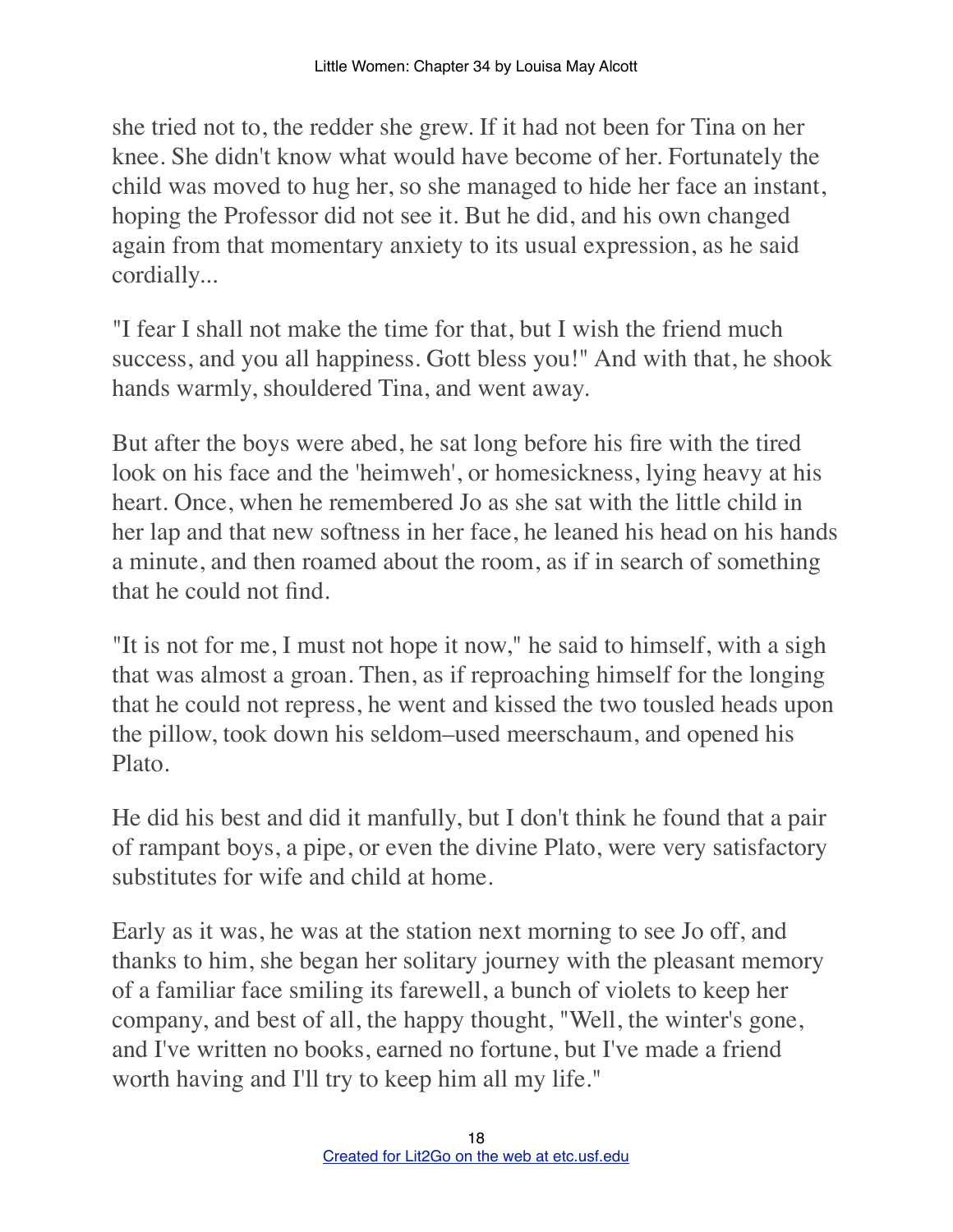she tried not to, the redder she grew. If it had not been for Tina on her knee. She didn't know what would have become of her. Fortunately the child was moved to hug her, so she managed to hide her face an instant, hoping the Professor did not see it. But he did, and his own changed again from that momentary anxiety to its usual expression, as he said cordially...

"I fear I shall not make the time for that, but I wish the friend much success, and you all happiness. Gott bless you!" And with that, he shook hands warmly, shouldered Tina, and went away.

But after the boys were abed, he sat long before his fire with the tired look on his face and the 'heimweh', or homesickness, lying heavy at his heart. Once, when he remembered Jo as she sat with the little child in her lap and that new softness in her face, he leaned his head on his hands a minute, and then roamed about the room, as if in search of something that he could not find.

"It is not for me, I must not hope it now," he said to himself, with a sigh that was almost a groan. Then, as if reproaching himself for the longing that he could not repress, he went and kissed the two tousled heads upon the pillow, took down his seldom–used meerschaum, and opened his Plato.

He did his best and did it manfully, but I don't think he found that a pair of rampant boys, a pipe, or even the divine Plato, were very satisfactory substitutes for wife and child at home.

Early as it was, he was at the station next morning to see Jo off, and thanks to him, she began her solitary journey with the pleasant memory of a familiar face smiling its farewell, a bunch of violets to keep her company, and best of all, the happy thought, "Well, the winter's gone, and I've written no books, earned no fortune, but I've made a friend worth having and I'll try to keep him all my life."